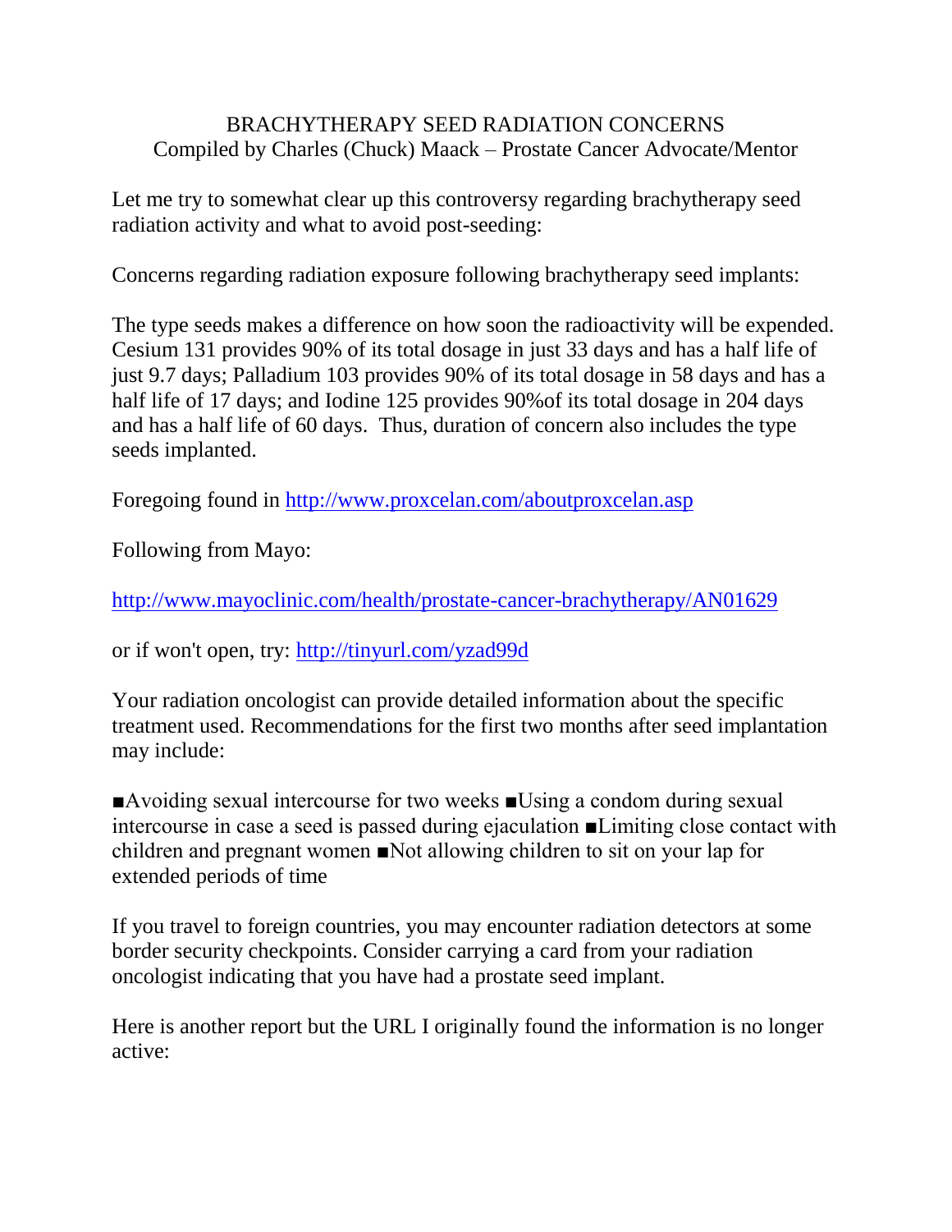# BRACHYTHERAPY SEED RADIATION CONCERNS

Compiled by Charles (Chuck) Maack – Prostate Cancer Advocate/Mentor

Let me try to somewhat clear up this controversy regarding brachytherapy seed radiation activity and what to avoid post-seeding:

Concerns regarding radiation exposure following brachytherapy seed implants:

The type seeds makes a difference on how soon the radioactivity will be expended. Cesium 131 provides 90% of its total dosage in just 33 days and has a half life of just 9.7 days; Palladium 103 provides 90% of its total dosage in 58 days and has a half life of 17 days; and Iodine 125 provides 90%of its total dosage in 204 days and has a half life of 60 days. Thus, duration of concern also includes the type seeds implanted.

Foregoing found in [http://www.proxcelan.com/aboutproxcelan.asp](http://www.proxcelan.com/aboutproxcelan.asp)

Following from Mayo:

[http://www.mayoclinic.com/health/prostate-cancer-brachytherapy/AN01629](http://www.mayoclinic.com/health/prostate-cancer-brachytherapy/AN01629)

or if won't open, try: [http://tinyurl.com/yzad99d](http://tinyurl.com/yzad99d)

Your radiation oncologist can provide detailed information about the specific treatment used. Recommendations for the first two months after seed implantation may include:

■Avoiding sexual intercourse for two weeks ■Using a condom during sexual intercourse in case a seed is passed during ejaculation ■Limiting close contact with children and pregnant women ■Not allowing children to sit on your lap for extended periods of time

If you travel to foreign countries, you may encounter radiation detectors at some border security checkpoints. Consider carrying a card from your radiation oncologist indicating that you have had a prostate seed implant.

Here is another report but the URL I originally found the information is no longer active: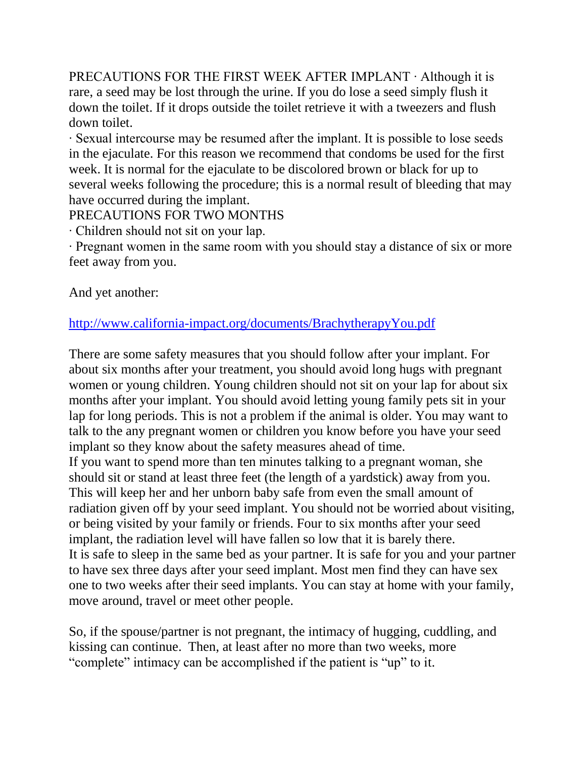PRECAUTIONS FOR THE FIRST WEEK AFTER IMPLANT · Although it is rare, a seed may be lost through the urine. If you do lose a seed simply flush it down the toilet. If it drops outside the toilet retrieve it with a tweezers and flush down toilet.

· Sexual intercourse may be resumed after the implant. It is possible to lose seeds in the ejaculate. For this reason we recommend that condoms be used for the first week. It is normal for the ejaculate to be discolored brown or black for up to several weeks following the procedure; this is a normal result of bleeding that may have occurred during the implant.

PRECAUTIONS FOR TWO MONTHS

· Children should not sit on your lap.

· Pregnant women in the same room with you should stay a distance of six or more feet away from you.

And yet another:

http://www.california-impact.org/documents/BrachytherapyYou.pdf

There are some safety measures that you should follow after your implant. For about six months after your treatment, you should avoid long hugs with pregnant women or young children. Young children should not sit on your lap for about six months after your implant. You should avoid letting young family pets sit in your lap for long periods. This is not a problem if the animal is older. You may want to talk to the any pregnant women or children you know before you have your seed implant so they know about the safety measures ahead of time.

If you want to spend more than ten minutes talking to a pregnant woman, she should sit or stand at least three feet (the length of a yardstick) away from you. This will keep her and her unborn baby safe from even the small amount of radiation given off by your seed implant. You should not be worried about visiting, or being visited by your family or friends. Four to six months after your seed implant, the radiation level will have fallen so low that it is barely there.

It is safe to sleep in the same bed as your partner. It is safe for you and your partner to have sex three days after your seed implant. Most men find they can have sex one to two weeks after their seed implants. You can stay at home with your family, move around, travel or meet other people.

So, if the spouse/partner is not pregnant, the intimacy of hugging, cuddling, and kissing can continue. Then, at least after no more than two weeks, more "complete" intimacy can be accomplished if the patient is "up" to it.